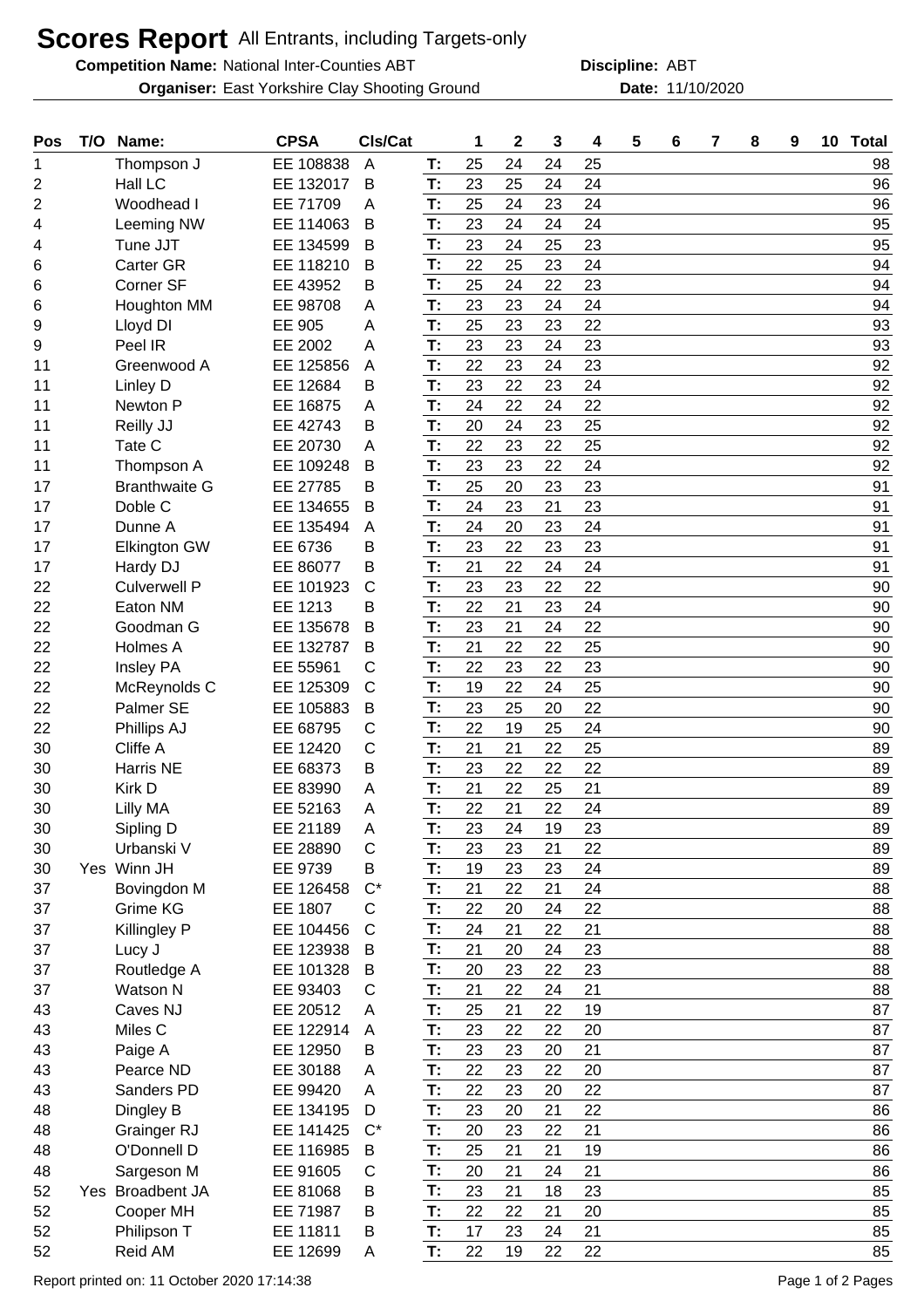# Scores Report All Entrants, including Targets-only

**Competition Name:** National Inter-Counties ABT **Discipline:** ABT

**Organiser:** East Yorkshire Clay Shooting Ground **Date:** 11/10/2020

| Pos | T/O | Name: | CPSA | Cls/Cat | | 1 | 2 | 3 | 4 | 5 | 6 | 7 | 8 | 9 | 10 | Total |
|---|---|---|---|---|---|---|---|---|---|---|---|---|---|---|---|---|
| 1 | | Thompson J | EE 108838 | A | T: | 25 | 24 | 24 | 25 | | | | | | | 98 |
| 2 | | Hall LC | EE 132017 | B | T: | 23 | 25 | 24 | 24 | | | | | | | 96 |
| 2 | | Woodhead I | EE 71709 | A | T: | 25 | 24 | 23 | 24 | | | | | | | 96 |
| 4 | | Leeming NW | EE 114063 | B | T: | 23 | 24 | 24 | 24 | | | | | | | 95 |
| 4 | | Tune JJT | EE 134599 | B | T: | 23 | 24 | 25 | 23 | | | | | | | 95 |
| 6 | | Carter GR | EE 118210 | B | T: | 22 | 25 | 23 | 24 | | | | | | | 94 |
| 6 | | Corner SF | EE 43952 | B | T: | 25 | 24 | 22 | 23 | | | | | | | 94 |
| 6 | | Houghton MM | EE 98708 | A | T: | 23 | 23 | 24 | 24 | | | | | | | 94 |
| 9 | | Lloyd DI | EE 905 | A | T: | 25 | 23 | 23 | 22 | | | | | | | 93 |
| 9 | | Peel IR | EE 2002 | A | T: | 23 | 23 | 24 | 23 | | | | | | | 93 |
| 11 | | Greenwood A | EE 125856 | A | T: | 22 | 23 | 24 | 23 | | | | | | | 92 |
| 11 | | Linley D | EE 12684 | B | T: | 23 | 22 | 23 | 24 | | | | | | | 92 |
| 11 | | Newton P | EE 16875 | A | T: | 24 | 22 | 24 | 22 | | | | | | | 92 |
| 11 | | Reilly JJ | EE 42743 | B | T: | 20 | 24 | 23 | 25 | | | | | | | 92 |
| 11 | | Tate C | EE 20730 | A | T: | 22 | 23 | 22 | 25 | | | | | | | 92 |
| 11 | | Thompson A | EE 109248 | B | T: | 23 | 23 | 22 | 24 | | | | | | | 92 |
| 17 | | Branthwaite G | EE 27785 | B | T: | 25 | 20 | 23 | 23 | | | | | | | 91 |
| 17 | | Doble C | EE 134655 | B | T: | 24 | 23 | 21 | 23 | | | | | | | 91 |
| 17 | | Dunne A | EE 135494 | A | T: | 24 | 20 | 23 | 24 | | | | | | | 91 |
| 17 | | Elkington GW | EE 6736 | B | T: | 23 | 22 | 23 | 23 | | | | | | | 91 |
| 17 | | Hardy DJ | EE 86077 | B | T: | 21 | 22 | 24 | 24 | | | | | | | 91 |
| 22 | | Culverwell P | EE 101923 | C | T: | 23 | 23 | 22 | 22 | | | | | | | 90 |
| 22 | | Eaton NM | EE 1213 | B | T: | 22 | 21 | 23 | 24 | | | | | | | 90 |
| 22 | | Goodman G | EE 135678 | B | T: | 23 | 21 | 24 | 22 | | | | | | | 90 |
| 22 | | Holmes A | EE 132787 | B | T: | 21 | 22 | 22 | 25 | | | | | | | 90 |
| 22 | | Insley PA | EE 55961 | C | T: | 22 | 23 | 22 | 23 | | | | | | | 90 |
| 22 | | McReynolds C | EE 125309 | C | T: | 19 | 22 | 24 | 25 | | | | | | | 90 |
| 22 | | Palmer SE | EE 105883 | B | T: | 23 | 25 | 20 | 22 | | | | | | | 90 |
| 22 | | Phillips AJ | EE 68795 | C | T: | 22 | 19 | 25 | 24 | | | | | | | 90 |
| 30 | | Cliffe A | EE 12420 | C | T: | 21 | 21 | 22 | 25 | | | | | | | 89 |
| 30 | | Harris NE | EE 68373 | B | T: | 23 | 22 | 22 | 22 | | | | | | | 89 |
| 30 | | Kirk D | EE 83990 | A | T: | 21 | 22 | 25 | 21 | | | | | | | 89 |
| 30 | | Lilly MA | EE 52163 | A | T: | 22 | 21 | 22 | 24 | | | | | | | 89 |
| 30 | | Sipling D | EE 21189 | A | T: | 23 | 24 | 19 | 23 | | | | | | | 89 |
| 30 | | Urbanski V | EE 28890 | C | T: | 23 | 23 | 21 | 22 | | | | | | | 89 |
| 30 | Yes | Winn JH | EE 9739 | B | T: | 19 | 23 | 23 | 24 | | | | | | | 89 |
| 37 | | Bovingdon M | EE 126458 | C* | T: | 21 | 22 | 21 | 24 | | | | | | | 88 |
| 37 | | Grime KG | EE 1807 | C | T: | 22 | 20 | 24 | 22 | | | | | | | 88 |
| 37 | | Killingley P | EE 104456 | C | T: | 24 | 21 | 22 | 21 | | | | | | | 88 |
| 37 | | Lucy J | EE 123938 | B | T: | 21 | 20 | 24 | 23 | | | | | | | 88 |
| 37 | | Routledge A | EE 101328 | B | T: | 20 | 23 | 22 | 23 | | | | | | | 88 |
| 37 | | Watson N | EE 93403 | C | T: | 21 | 22 | 24 | 21 | | | | | | | 88 |
| 43 | | Caves NJ | EE 20512 | A | T: | 25 | 21 | 22 | 19 | | | | | | | 87 |
| 43 | | Miles C | EE 122914 | A | T: | 23 | 22 | 22 | 20 | | | | | | | 87 |
| 43 | | Paige A | EE 12950 | B | T: | 23 | 23 | 20 | 21 | | | | | | | 87 |
| 43 | | Pearce ND | EE 30188 | A | T: | 22 | 23 | 22 | 20 | | | | | | | 87 |
| 43 | | Sanders PD | EE 99420 | A | T: | 22 | 23 | 20 | 22 | | | | | | | 87 |
| 48 | | Dingley B | EE 134195 | D | T: | 23 | 20 | 21 | 22 | | | | | | | 86 |
| 48 | | Grainger RJ | EE 141425 | C* | T: | 20 | 23 | 22 | 21 | | | | | | | 86 |
| 48 | | O'Donnell D | EE 116985 | B | T: | 25 | 21 | 21 | 19 | | | | | | | 86 |
| 48 | | Sargeson M | EE 91605 | C | T: | 20 | 21 | 24 | 21 | | | | | | | 86 |
| 52 | Yes | Broadbent JA | EE 81068 | B | T: | 23 | 21 | 18 | 23 | | | | | | | 85 |
| 52 | | Cooper MH | EE 71987 | B | T: | 22 | 22 | 21 | 20 | | | | | | | 85 |
| 52 | | Philipson T | EE 11811 | B | T: | 17 | 23 | 24 | 21 | | | | | | | 85 |
| 52 | | Reid AM | EE 12699 | A | T: | 22 | 19 | 22 | 22 | | | | | | | 85 |

Report printed on: 11 October 2020 17:14:38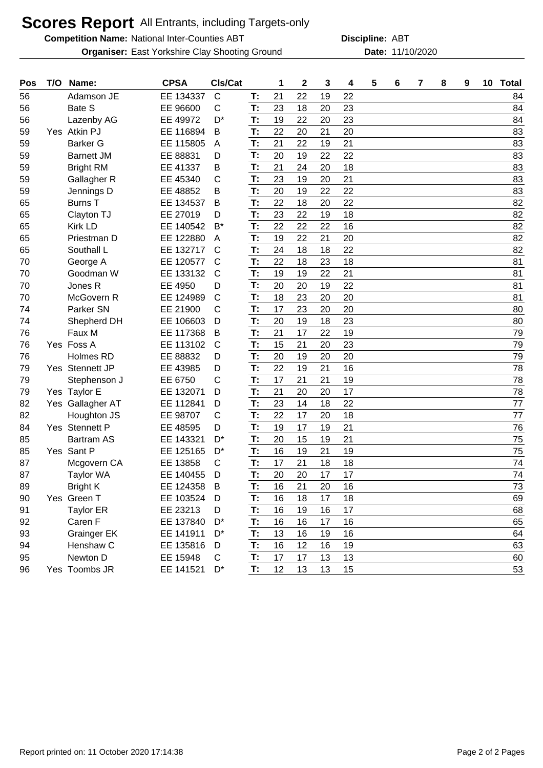# Scores Report All Entrants, including Targets-only

**Competition Name:** National Inter-Counties ABT **Discipline:** ABT

**Organiser:** East Yorkshire Clay Shooting Ground **Date:** 11/10/2020

| Pos | T/O | Name: | CPSA | Cls/Cat | | 1 | 2 | 3 | 4 | 5 | 6 | 7 | 8 | 9 | 10 | Total |
|---|---|---|---|---|---|---|---|---|---|---|---|---|---|---|---|---|
| 56 | | Adamson JE | EE 134337 | C | T: | 21 | 22 | 19 | 22 | | | | | | | 84 |
| 56 | | Bate S | EE 96600 | C | T: | 23 | 18 | 20 | 23 | | | | | | | 84 |
| 56 | | Lazenby AG | EE 49972 | D* | T: | 19 | 22 | 20 | 23 | | | | | | | 84 |
| 59 | Yes | Atkin PJ | EE 116894 | B | T: | 22 | 20 | 21 | 20 | | | | | | | 83 |
| 59 | | Barker G | EE 115805 | A | T: | 21 | 22 | 19 | 21 | | | | | | | 83 |
| 59 | | Barnett JM | EE 88831 | D | T: | 20 | 19 | 22 | 22 | | | | | | | 83 |
| 59 | | Bright RM | EE 41337 | B | T: | 21 | 24 | 20 | 18 | | | | | | | 83 |
| 59 | | Gallagher R | EE 45340 | C | T: | 23 | 19 | 20 | 21 | | | | | | | 83 |
| 59 | | Jennings D | EE 48852 | B | T: | 20 | 19 | 22 | 22 | | | | | | | 83 |
| 65 | | Burns T | EE 134537 | B | T: | 22 | 18 | 20 | 22 | | | | | | | 82 |
| 65 | | Clayton TJ | EE 27019 | D | T: | 23 | 22 | 19 | 18 | | | | | | | 82 |
| 65 | | Kirk LD | EE 140542 | B* | T: | 22 | 22 | 22 | 16 | | | | | | | 82 |
| 65 | | Priestman D | EE 122880 | A | T: | 19 | 22 | 21 | 20 | | | | | | | 82 |
| 65 | | Southall L | EE 132717 | C | T: | 24 | 18 | 18 | 22 | | | | | | | 82 |
| 70 | | George A | EE 120577 | C | T: | 22 | 18 | 23 | 18 | | | | | | | 81 |
| 70 | | Goodman W | EE 133132 | C | T: | 19 | 19 | 22 | 21 | | | | | | | 81 |
| 70 | | Jones R | EE 4950 | D | T: | 20 | 20 | 19 | 22 | | | | | | | 81 |
| 70 | | McGovern R | EE 124989 | C | T: | 18 | 23 | 20 | 20 | | | | | | | 81 |
| 74 | | Parker SN | EE 21900 | C | T: | 17 | 23 | 20 | 20 | | | | | | | 80 |
| 74 | | Shepherd DH | EE 106603 | D | T: | 20 | 19 | 18 | 23 | | | | | | | 80 |
| 76 | | Faux M | EE 117368 | B | T: | 21 | 17 | 22 | 19 | | | | | | | 79 |
| 76 | Yes | Foss A | EE 113102 | C | T: | 15 | 21 | 20 | 23 | | | | | | | 79 |
| 76 | | Holmes RD | EE 88832 | D | T: | 20 | 19 | 20 | 20 | | | | | | | 79 |
| 79 | Yes | Stennett JP | EE 43985 | D | T: | 22 | 19 | 21 | 16 | | | | | | | 78 |
| 79 | | Stephenson J | EE 6750 | C | T: | 17 | 21 | 21 | 19 | | | | | | | 78 |
| 79 | Yes | Taylor E | EE 132071 | D | T: | 21 | 20 | 20 | 17 | | | | | | | 78 |
| 82 | Yes | Gallagher AT | EE 112841 | D | T: | 23 | 14 | 18 | 22 | | | | | | | 77 |
| 82 | | Houghton JS | EE 98707 | C | T: | 22 | 17 | 20 | 18 | | | | | | | 77 |
| 84 | Yes | Stennett P | EE 48595 | D | T: | 19 | 17 | 19 | 21 | | | | | | | 76 |
| 85 | | Bartram AS | EE 143321 | D* | T: | 20 | 15 | 19 | 21 | | | | | | | 75 |
| 85 | Yes | Sant P | EE 125165 | D* | T: | 16 | 19 | 21 | 19 | | | | | | | 75 |
| 87 | | Mcgovern CA | EE 13858 | C | T: | 17 | 21 | 18 | 18 | | | | | | | 74 |
| 87 | | Taylor WA | EE 140455 | D | T: | 20 | 20 | 17 | 17 | | | | | | | 74 |
| 89 | | Bright K | EE 124358 | B | T: | 16 | 21 | 20 | 16 | | | | | | | 73 |
| 90 | Yes | Green T | EE 103524 | D | T: | 16 | 18 | 17 | 18 | | | | | | | 69 |
| 91 | | Taylor ER | EE 23213 | D | T: | 16 | 19 | 16 | 17 | | | | | | | 68 |
| 92 | | Caren F | EE 137840 | D* | T: | 16 | 16 | 17 | 16 | | | | | | | 65 |
| 93 | | Grainger EK | EE 141911 | D* | T: | 13 | 16 | 19 | 16 | | | | | | | 64 |
| 94 | | Henshaw C | EE 135816 | D | T: | 16 | 12 | 16 | 19 | | | | | | | 63 |
| 95 | | Newton D | EE 15948 | C | T: | 17 | 17 | 13 | 13 | | | | | | | 60 |
| 96 | Yes | Toombs JR | EE 141521 | D* | T: | 12 | 13 | 13 | 15 | | | | | | | 53 |

Report printed on: 11 October 2020 17:14:38